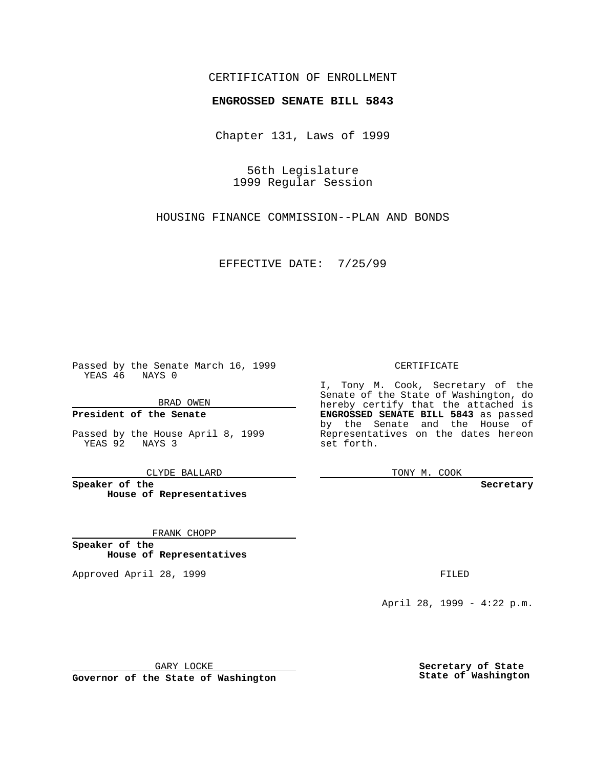CERTIFICATION OF ENROLLMENT

**ENGROSSED SENATE BILL 5843**

Chapter 131, Laws of 1999

56th Legislature
1999 Regular Session

HOUSING FINANCE COMMISSION--PLAN AND BONDS

EFFECTIVE DATE: 7/25/99

Passed by the Senate March 16, 1999
YEAS 46 NAYS 0

BRAD OWEN

**President of the Senate**

Passed by the House April 8, 1999
YEAS 92 NAYS 3

CLYDE BALLARD

**Speaker of the House of Representatives**

FRANK CHOPP

**Speaker of the House of Representatives**

Approved April 28, 1999

GARY LOCKE

**Governor of the State of Washington**

CERTIFICATE

I, Tony M. Cook, Secretary of the Senate of the State of Washington, do hereby certify that the attached is **ENGROSSED SENATE BILL 5843** as passed by the Senate and the House of Representatives on the dates hereon set forth.

TONY M. COOK

**Secretary**

FILED

April 28, 1999 - 4:22 p.m.

**Secretary of State**
**State of Washington**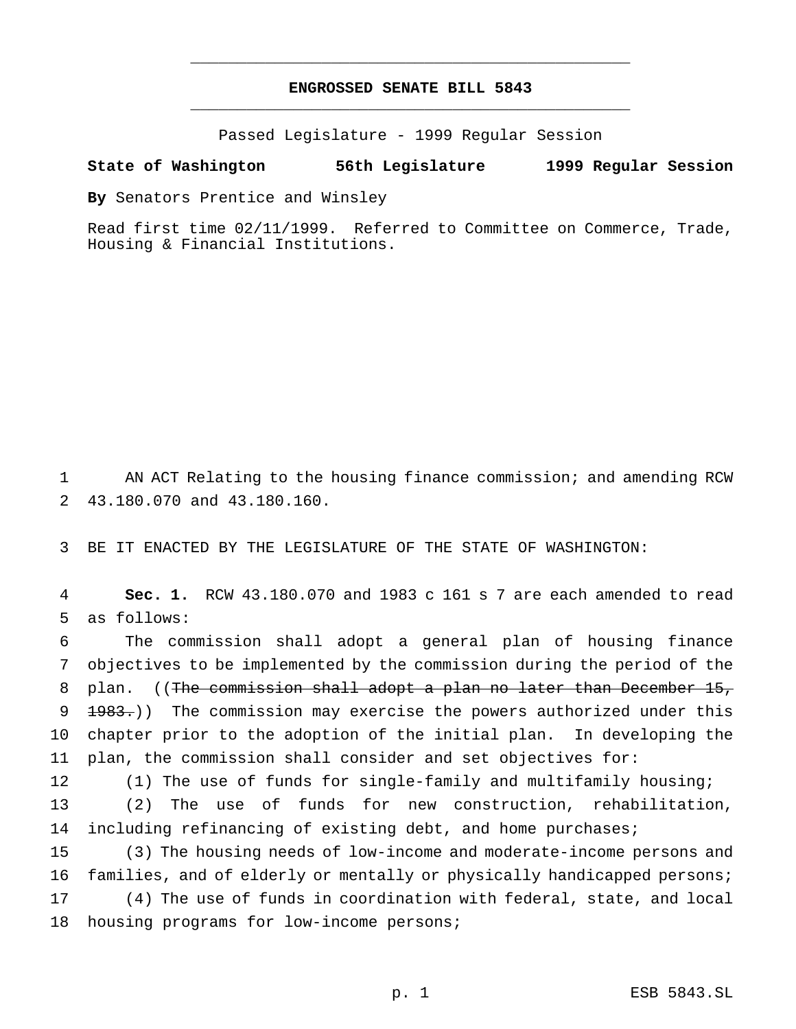# ENGROSSED SENATE BILL 5843

Passed Legislature - 1999 Regular Session

**State of Washington 56th Legislature 1999 Regular Session**

**By** Senators Prentice and Winsley

Read first time 02/11/1999. Referred to Committee on Commerce, Trade, Housing & Financial Institutions.

1 AN ACT Relating to the housing finance commission; and amending RCW 2 43.180.070 and 43.180.160.

3 BE IT ENACTED BY THE LEGISLATURE OF THE STATE OF WASHINGTON:

4 **Sec. 1.** RCW 43.180.070 and 1983 c 161 s 7 are each amended to read 5 as follows:

6 The commission shall adopt a general plan of housing finance 7 objectives to be implemented by the commission during the period of the 8 plan. ((~~The commission shall adopt a plan no later than December 15,~~ 9 ~~1983.~~)) The commission may exercise the powers authorized under this 10 chapter prior to the adoption of the initial plan. In developing the 11 plan, the commission shall consider and set objectives for:

12 (1) The use of funds for single-family and multifamily housing;

13 (2) The use of funds for new construction, rehabilitation, 14 including refinancing of existing debt, and home purchases;

15 (3) The housing needs of low-income and moderate-income persons and 16 families, and of elderly or mentally or physically handicapped persons;

17 (4) The use of funds in coordination with federal, state, and local 18 housing programs for low-income persons;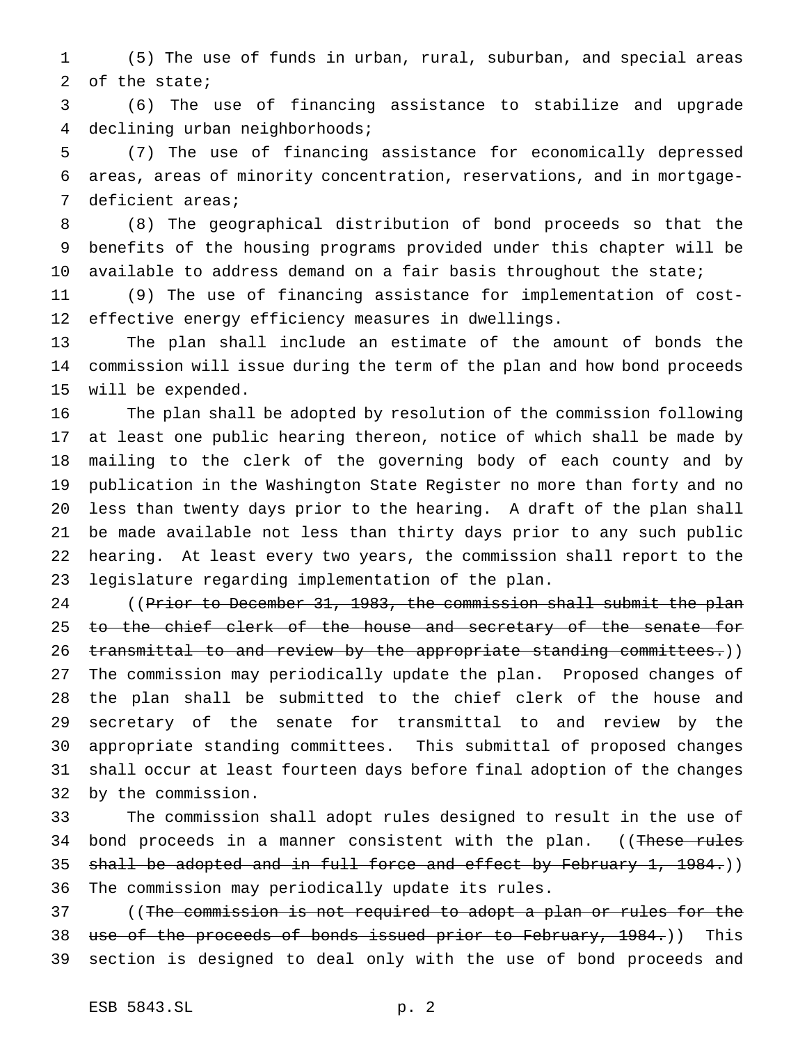(5) The use of funds in urban, rural, suburban, and special areas of the state;

(6) The use of financing assistance to stabilize and upgrade declining urban neighborhoods;

(7) The use of financing assistance for economically depressed areas, areas of minority concentration, reservations, and in mortgage-deficient areas;

(8) The geographical distribution of bond proceeds so that the benefits of the housing programs provided under this chapter will be available to address demand on a fair basis throughout the state;

(9) The use of financing assistance for implementation of cost-effective energy efficiency measures in dwellings.

The plan shall include an estimate of the amount of bonds the commission will issue during the term of the plan and how bond proceeds will be expended.

The plan shall be adopted by resolution of the commission following at least one public hearing thereon, notice of which shall be made by mailing to the clerk of the governing body of each county and by publication in the Washington State Register no more than forty and no less than twenty days prior to the hearing. A draft of the plan shall be made available not less than thirty days prior to any such public hearing. At least every two years, the commission shall report to the legislature regarding implementation of the plan.

((~~Prior to December 31, 1983, the commission shall submit the plan to the chief clerk of the house and secretary of the senate for transmittal to and review by the appropriate standing committees.~~)) The commission may periodically update the plan. Proposed changes of the plan shall be submitted to the chief clerk of the house and secretary of the senate for transmittal to and review by the appropriate standing committees. This submittal of proposed changes shall occur at least fourteen days before final adoption of the changes by the commission.

The commission shall adopt rules designed to result in the use of bond proceeds in a manner consistent with the plan. ((~~These rules shall be adopted and in full force and effect by February 1, 1984.~~)) The commission may periodically update its rules.

((~~The commission is not required to adopt a plan or rules for the use of the proceeds of bonds issued prior to February, 1984.~~)) This section is designed to deal only with the use of bond proceeds and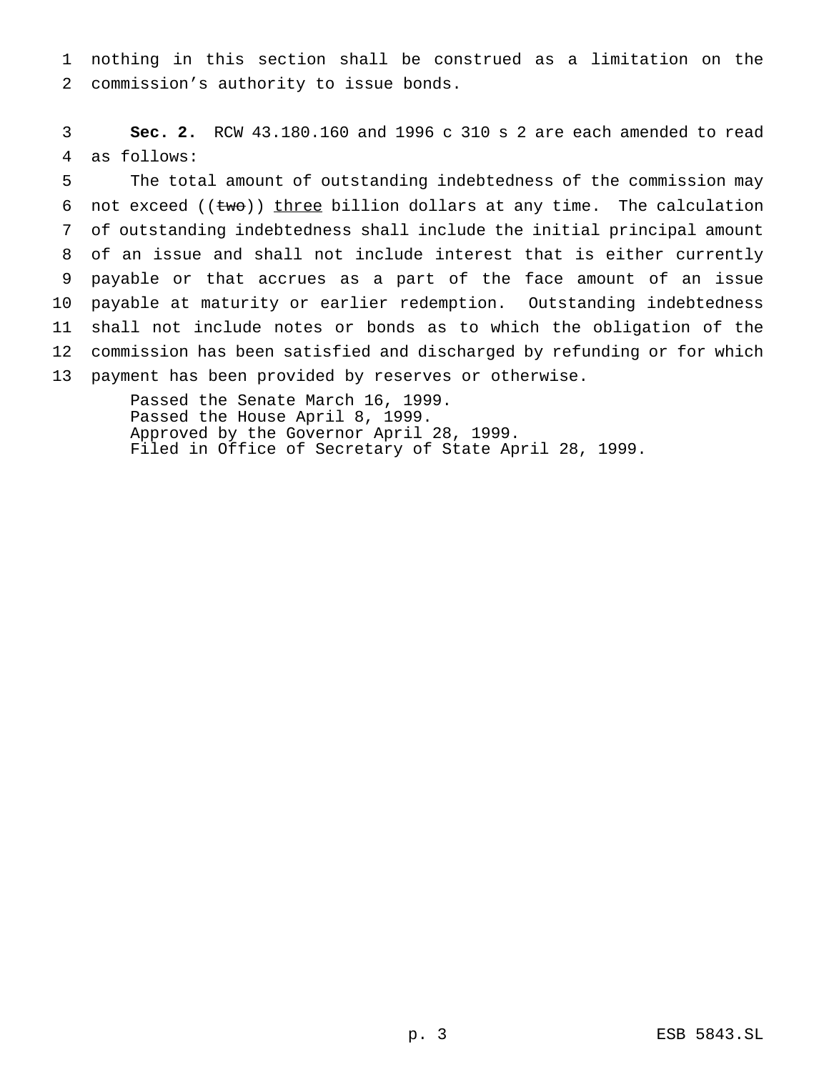nothing in this section shall be construed as a limitation on the commission's authority to issue bonds.

**Sec. 2.** RCW 43.180.160 and 1996 c 310 s 2 are each amended to read as follows:

The total amount of outstanding indebtedness of the commission may not exceed ((~~two~~)) <u>three</u> billion dollars at any time. The calculation of outstanding indebtedness shall include the initial principal amount of an issue and shall not include interest that is either currently payable or that accrues as a part of the face amount of an issue payable at maturity or earlier redemption. Outstanding indebtedness shall not include notes or bonds as to which the obligation of the commission has been satisfied and discharged by refunding or for which payment has been provided by reserves or otherwise.

Passed the Senate March 16, 1999.
Passed the House April 8, 1999.
Approved by the Governor April 28, 1999.
Filed in Office of Secretary of State April 28, 1999.